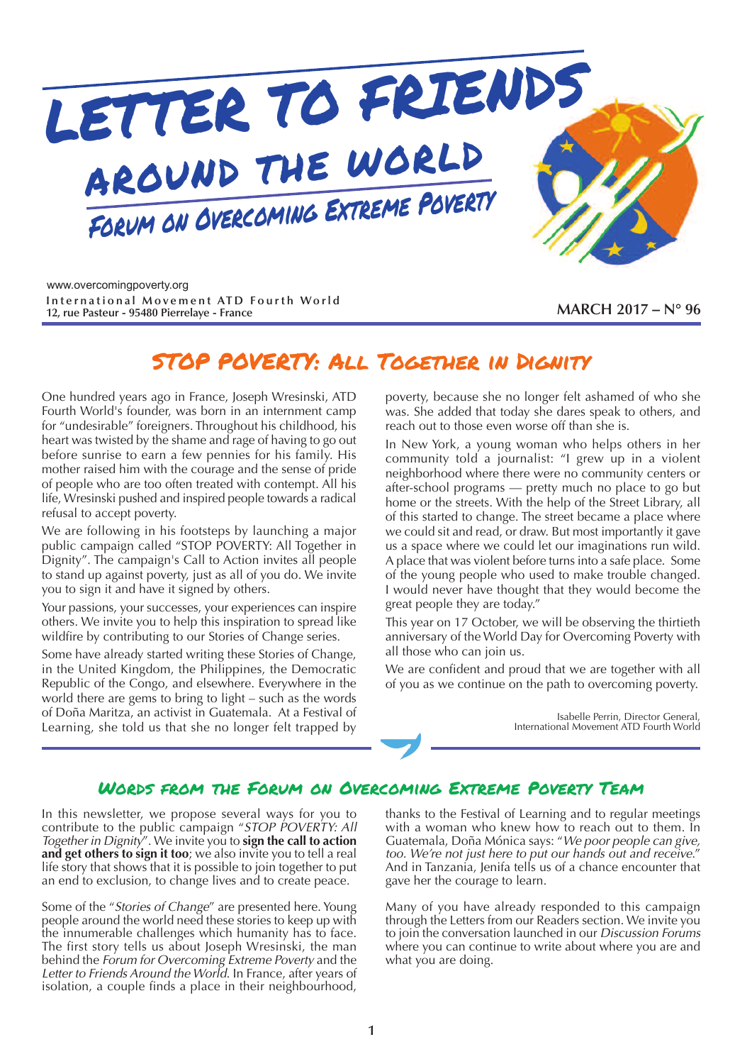# LETTER TO FRIENDS AROUND THE WORLD

## FORUM ON OVERCOMING EXTREME POVERTY

www.overcomingpoverty.org
International Movement ATD Fourth World
12, rue Pasteur - 95480 Pierrelaye - France

MARCH 2017 – N° 96

## STOP POVERTY: All Together in Dignity

One hundred years ago in France, Joseph Wresinski, ATD Fourth World's founder, was born in an internment camp for "undesirable" foreigners. Throughout his childhood, his heart was twisted by the shame and rage of having to go out before sunrise to earn a few pennies for his family. His mother raised him with the courage and the sense of pride of people who are too often treated with contempt. All his life, Wresinski pushed and inspired people towards a radical refusal to accept poverty.

We are following in his footsteps by launching a major public campaign called "STOP POVERTY: All Together in Dignity". The campaign's Call to Action invites all people to stand up against poverty, just as all of you do. We invite you to sign it and have it signed by others.

Your passions, your successes, your experiences can inspire others. We invite you to help this inspiration to spread like wildfire by contributing to our Stories of Change series.

Some have already started writing these Stories of Change, in the United Kingdom, the Philippines, the Democratic Republic of the Congo, and elsewhere. Everywhere in the world there are gems to bring to light – such as the words of Doña Maritza, an activist in Guatemala. At a Festival of Learning, she told us that she no longer felt trapped by poverty, because she no longer felt ashamed of who she was. She added that today she dares speak to others, and reach out to those even worse off than she is.

In New York, a young woman who helps others in her community told a journalist: "I grew up in a violent neighborhood where there were no community centers or after-school programs — pretty much no place to go but home or the streets. With the help of the Street Library, all of this started to change. The street became a place where we could sit and read, or draw. But most importantly it gave us a space where we could let our imaginations run wild. A place that was violent before turns into a safe place. Some of the young people who used to make trouble changed. I would never have thought that they would become the great people they are today."

This year on 17 October, we will be observing the thirtieth anniversary of the World Day for Overcoming Poverty with all those who can join us.

We are confident and proud that we are together with all of you as we continue on the path to overcoming poverty.

Isabelle Perrin, Director General,
International Movement ATD Fourth World

## Words from the Forum on Overcoming Extreme Poverty Team

In this newsletter, we propose several ways for you to contribute to the public campaign "*STOP POVERTY: All Together in Dignity*". We invite you to **sign the call to action and get others to sign it too**; we also invite you to tell a real life story that shows that it is possible to join together to put an end to exclusion, to change lives and to create peace.

Some of the "*Stories of Change*" are presented here. Young people around the world need these stories to keep up with the innumerable challenges which humanity has to face. The first story tells us about Joseph Wresinski, the man behind the *Forum for Overcoming Extreme Poverty* and the *Letter to Friends Around the World*. In France, after years of isolation, a couple finds a place in their neighbourhood, thanks to the Festival of Learning and to regular meetings with a woman who knew how to reach out to them. In Guatemala, Doña Mónica says: "*We poor people can give, too. We're not just here to put our hands out and receive*." And in Tanzania, Jenifa tells us of a chance encounter that gave her the courage to learn.

Many of you have already responded to this campaign through the Letters from our Readers section. We invite you to join the conversation launched in our *Discussion Forums* where you can continue to write about where you are and what you are doing.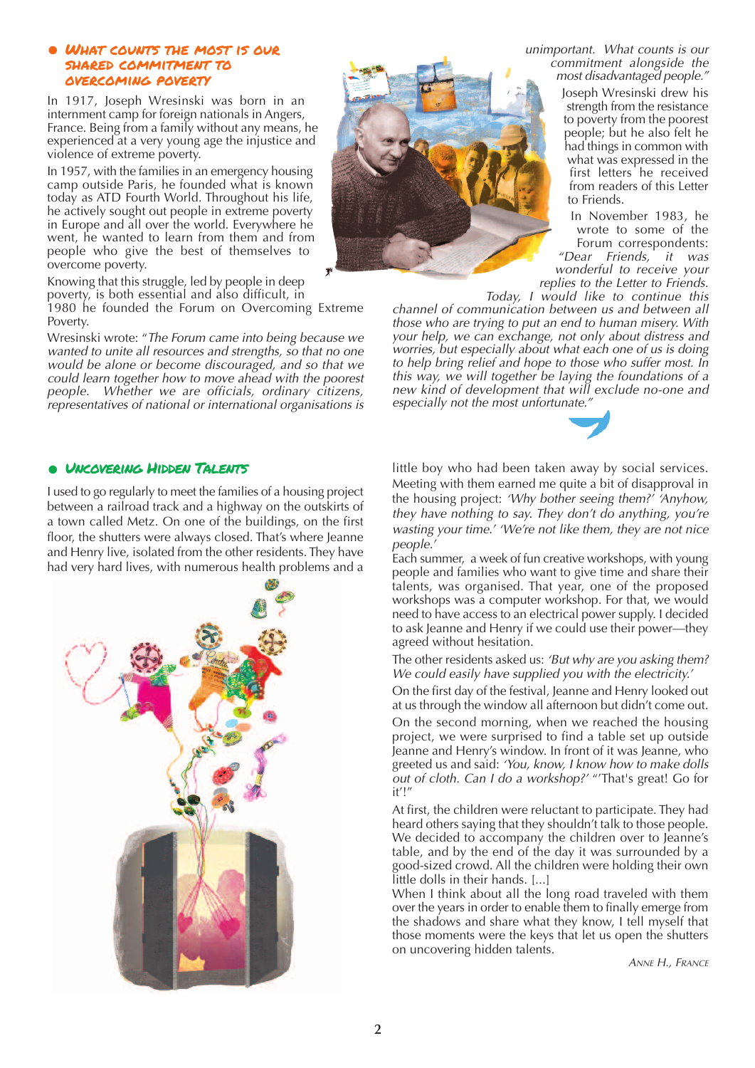## What counts the most is our shared commitment to overcoming poverty

In 1917, Joseph Wresinski was born in an internment camp for foreign nationals in Angers, France. Being from a family without any means, he experienced at a very young age the injustice and violence of extreme poverty.

In 1957, with the families in an emergency housing camp outside Paris, he founded what is known today as ATD Fourth World. Throughout his life, he actively sought out people in extreme poverty in Europe and all over the world. Everywhere he went, he wanted to learn from them and from people who give the best of themselves to overcome poverty.

Knowing that this struggle, led by people in deep poverty, is both essential and also difficult, in 1980 he founded the Forum on Overcoming Extreme Poverty.

Wresinski wrote: "*The Forum came into being because we wanted to unite all resources and strengths, so that no one would be alone or become discouraged, and so that we could learn together how to move ahead with the poorest people. Whether we are officials, ordinary citizens, representatives of national or international organisations is unimportant. What counts is our commitment alongside the most disadvantaged people.*"

Joseph Wresinski drew his strength from the resistance to poverty from the poorest people; but he also felt he had things in common with what was expressed in the first letters he received from readers of this Letter to Friends.

In November 1983, he wrote to some of the Forum correspondents: *"Dear Friends, it was wonderful to receive your replies to the Letter to Friends. Today, I would like to continue this channel of communication between us and between all those who are trying to put an end to human misery. With your help, we can exchange, not only about distress and worries, but especially about what each one of us is doing to help bring relief and hope to those who suffer most. In this way, we will together be laying the foundations of a new kind of development that will exclude no-one and especially not the most unfortunate."*

## Uncovering Hidden Talents

I used to go regularly to meet the families of a housing project between a railroad track and a highway on the outskirts of a town called Metz. On one of the buildings, on the first floor, the shutters were always closed. That's where Jeanne and Henry live, isolated from the other residents. They have had very hard lives, with numerous health problems and a little boy who had been taken away by social services. Meeting with them earned me quite a bit of disapproval in the housing project: *'Why bother seeing them?' 'Anyhow, they have nothing to say. They don't do anything, you're wasting your time.' 'We're not like them, they are not nice people.'*

Each summer, a week of fun creative workshops, with young people and families who want to give time and share their talents, was organised. That year, one of the proposed workshops was a computer workshop. For that, we would need to have access to an electrical power supply. I decided to ask Jeanne and Henry if we could use their power—they agreed without hesitation.

The other residents asked us: *'But why are you asking them? We could easily have supplied you with the electricity.'*

On the first day of the festival, Jeanne and Henry looked out at us through the window all afternoon but didn't come out.

On the second morning, when we reached the housing project, we were surprised to find a table set up outside Jeanne and Henry's window. In front of it was Jeanne, who greeted us and said: *'You, know, I know how to make dolls out of cloth. Can I do a workshop?'* "'That's great! Go for it'!"

At first, the children were reluctant to participate. They had heard others saying that they shouldn't talk to those people. We decided to accompany the children over to Jeanne's table, and by the end of the day it was surrounded by a good-sized crowd. All the children were holding their own little dolls in their hands. [...]

When I think about all the long road traveled with them over the years in order to enable them to finally emerge from the shadows and share what they know, I tell myself that those moments were the keys that let us open the shutters on uncovering hidden talents.

*Anne H., France*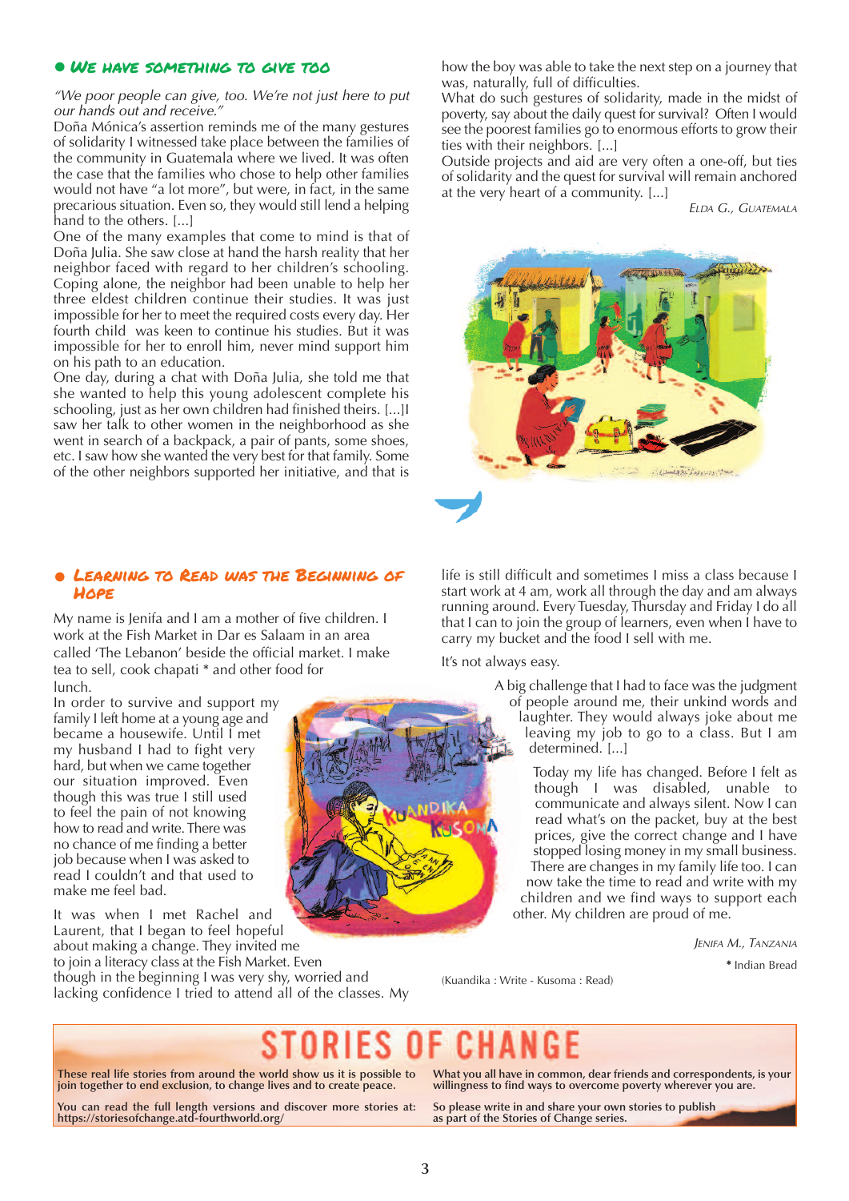## We have something to give too

*"We poor people can give, too. We're not just here to put our hands out and receive."*

Doña Mónica's assertion reminds me of the many gestures of solidarity I witnessed take place between the families of the community in Guatemala where we lived. It was often the case that the families who chose to help other families would not have "a lot more", but were, in fact, in the same precarious situation. Even so, they would still lend a helping hand to the others. [...]

One of the many examples that come to mind is that of Doña Julia. She saw close at hand the harsh reality that her neighbor faced with regard to her children's schooling. Coping alone, the neighbor had been unable to help her three eldest children continue their studies. It was just impossible for her to meet the required costs every day. Her fourth child was keen to continue his studies. But it was impossible for her to enroll him, never mind support him on his path to an education.

One day, during a chat with Doña Julia, she told me that she wanted to help this young adolescent complete his schooling, just as her own children had finished theirs. [...]I saw her talk to other women in the neighborhood as she went in search of a backpack, a pair of pants, some shoes, etc. I saw how she wanted the very best for that family. Some of the other neighbors supported her initiative, and that is how the boy was able to take the next step on a journey that was, naturally, full of difficulties.

What do such gestures of solidarity, made in the midst of poverty, say about the daily quest for survival? Often I would see the poorest families go to enormous efforts to grow their ties with their neighbors. [...]

Outside projects and aid are very often a one-off, but ties of solidarity and the quest for survival will remain anchored at the very heart of a community. [...]

Elda G., Guatemala

## Learning to Read was the Beginning of Hope

My name is Jenifa and I am a mother of five children. I work at the Fish Market in Dar es Salaam in an area called 'The Lebanon' beside the official market. I make tea to sell, cook chapati * and other food for lunch.

In order to survive and support my family I left home at a young age and became a housewife. Until I met my husband I had to fight very hard, but when we came together our situation improved. Even though this was true I still used to feel the pain of not knowing how to read and write. There was no chance of me finding a better job because when I was asked to read I couldn't and that used to make me feel bad.

It was when I met Rachel and Laurent, that I began to feel hopeful about making a change. They invited me to join a literacy class at the Fish Market. Even though in the beginning I was very shy, worried and lacking confidence I tried to attend all of the classes. My life is still difficult and sometimes I miss a class because I start work at 4 am, work all through the day and am always running around. Every Tuesday, Thursday and Friday I do all that I can to join the group of learners, even when I have to carry my bucket and the food I sell with me.

It's not always easy.

A big challenge that I had to face was the judgment of people around me, their unkind words and laughter. They would always joke about me leaving my job to go to a class. But I am determined. [...]

Today my life has changed. Before I felt as though I was disabled, unable to communicate and always silent. Now I can read what's on the packet, buy at the best prices, give the correct change and I have stopped losing money in my small business. There are changes in my family life too. I can now take the time to read and write with my children and we find ways to support each other. My children are proud of me.

Jenifa M., Tanzania

KUANDIKA KUSOMA

(Kuandika : Write - Kusoma : Read)

* Indian Bread

## STORIES OF CHANGE

**These real life stories from around the world show us it is possible to join together to end exclusion, to change lives and to create peace.**

**You can read the full length versions and discover more stories at: https://storiesofchange.atd-fourthworld.org/**

**What you all have in common, dear friends and correspondents, is your willingness to find ways to overcome poverty wherever you are.**

**So please write in and share your own stories to publish as part of the Stories of Change series.**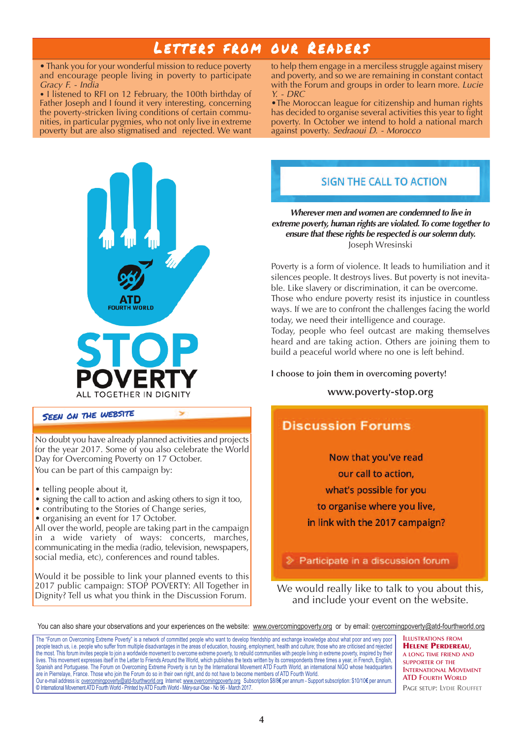# Letters from our Readers

• Thank you for your wonderful mission to reduce poverty and encourage people living in poverty to participate *Gracy F. - India*

• I listened to RFI on 12 February, the 100th birthday of Father Joseph and I found it very interesting, concerning the poverty-stricken living conditions of certain communities, in particular pygmies, who not only live in extreme poverty but are also stigmatised and rejected. We want to help them engage in a merciless struggle against misery and poverty, and so we are remaining in constant contact with the Forum and groups in order to learn more. *Lucie Y. - DRC*

• The Moroccan league for citizenship and human rights has decided to organise several activities this year to fight poverty. In October we intend to hold a national march against poverty. *Sedraoui D. - Morocco*

ATD FOURTH WORLD

STOP POVERTY

ALL TOGETHER IN DIGNITY

## Seen on the website

No doubt you have already planned activities and projects for the year 2017. Some of you also celebrate the World Day for Overcoming Poverty on 17 October.

You can be part of this campaign by:

- telling people about it,
- signing the call to action and asking others to sign it too,
- contributing to the Stories of Change series,
- organising an event for 17 October.

All over the world, people are taking part in the campaign in a wide variety of ways: concerts, marches, communicating in the media (radio, television, newspapers, social media, etc), conferences and round tables.

Would it be possible to link your planned events to this 2017 public campaign: STOP POVERTY: All Together in Dignity? Tell us what you think in the Discussion Forum.

## SIGN THE CALL TO ACTION

***Wherever men and women are condemned to live in extreme poverty, human rights are violated. To come together to ensure that these rights be respected is our solemn duty.***
Joseph Wresinski

Poverty is a form of violence. It leads to humiliation and it silences people. It destroys lives. But poverty is not inevitable. Like slavery or discrimination, it can be overcome.
Those who endure poverty resist its injustice in countless ways. If we are to confront the challenges facing the world today, we need their intelligence and courage.
Today, people who feel outcast are making themselves heard and are taking action. Others are joining them to build a peaceful world where no one is left behind.

**I choose to join them in overcoming poverty!**

**www.poverty-stop.org**

## Discussion Forums

Now that you've read our call to action, what's possible for you to organise where you live, in link with the 2017 campaign?

Participate in a discussion forum

We would really like to talk to you about this, and include your event on the website.

You can also share your observations and your experiences on the website: www.overcomingpoverty.org or by email: overcomingpoverty@atd-fourthworld.org

The "Forum on Overcoming Extreme Poverty" is a network of committed people who want to develop friendship and exchange knowledge about what poor and very poor people teach us, i.e. people who suffer from multiple disadvantages in the areas of education, housing, employment, health and culture; those who are criticised and rejected the most. This forum invites people to join a worldwide movement to overcome extreme poverty, to rebuild communities with people living in extreme poverty, inspired by their lives. This movement expresses itself in the Letter to Friends Around the World, which publishes the texts written by its correspondents three times a year, in French, English, Spanish and Portuguese. The Forum on Overcoming Extreme Poverty is run by the International Movement ATD Fourth World, an international NGO whose headquarters are in Pierrelaye, France. Those who join the Forum do so in their own right, and do not have to become members of ATD Fourth World.
Our e-mail address is: overcomingpoverty@atd-fourthworld.org Internet: www.overcomingpoverty.org Subscription $8/8€ per annum - Support subscription: $10/10€ per annum.
© International Movement ATD Fourth World - Printed by ATD Fourth World - Méry-sur-Oise - No 96 - March 2017.

Illustrations from **Helene Perdereau,** a long time friend and supporter of the International Movement ATD Fourth World
Page setup: Lydie Rouffet